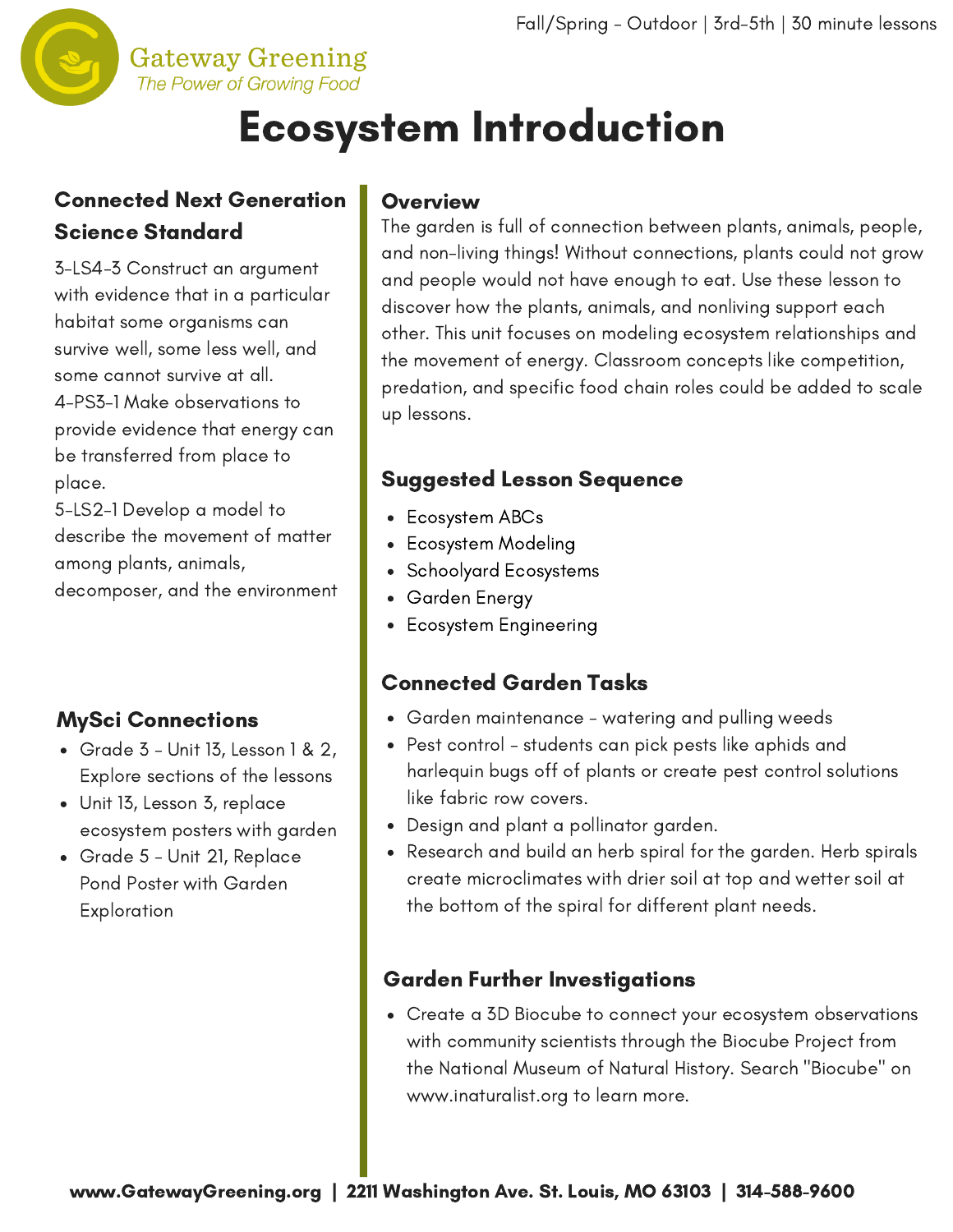Gateway Greening
*The Power of Growing Food*

Fall/Spring - Outdoor | 3rd-5th | 30 minute lessons

# Ecosystem Introduction

## Connected Next Generation Science Standard

3-LS4-3 Construct an argument with evidence that in a particular habitat some organisms can survive well, some less well, and some cannot survive at all.
4-PS3-1 Make observations to provide evidence that energy can be transferred from place to place.
5-LS2-1 Develop a model to describe the movement of matter among plants, animals, decomposer, and the environment

## MySci Connections

- Grade 3 - Unit 13, Lesson 1 & 2, Explore sections of the lessons
- Unit 13, Lesson 3, replace ecosystem posters with garden
- Grade 5 - Unit 21, Replace Pond Poster with Garden Exploration

## Overview

The garden is full of connection between plants, animals, people, and non-living things! Without connections, plants could not grow and people would not have enough to eat. Use these lesson to discover how the plants, animals, and nonliving support each other. This unit focuses on modeling ecosystem relationships and the movement of energy. Classroom concepts like competition, predation, and specific food chain roles could be added to scale up lessons.

## Suggested Lesson Sequence

- Ecosystem ABCs
- Ecosystem Modeling
- Schoolyard Ecosystems
- Garden Energy
- Ecosystem Engineering

## Connected Garden Tasks

- Garden maintenance - watering and pulling weeds
- Pest control - students can pick pests like aphids and harlequin bugs off of plants or create pest control solutions like fabric row covers.
- Design and plant a pollinator garden.
- Research and build an herb spiral for the garden. Herb spirals create microclimates with drier soil at top and wetter soil at the bottom of the spiral for different plant needs.

## Garden Further Investigations

- Create a 3D Biocube to connect your ecosystem observations with community scientists through the Biocube Project from the National Museum of Natural History. Search "Biocube" on www.inaturalist.org to learn more.

**www.GatewayGreening.org | 2211 Washington Ave. St. Louis, MO 63103 | 314-588-9600**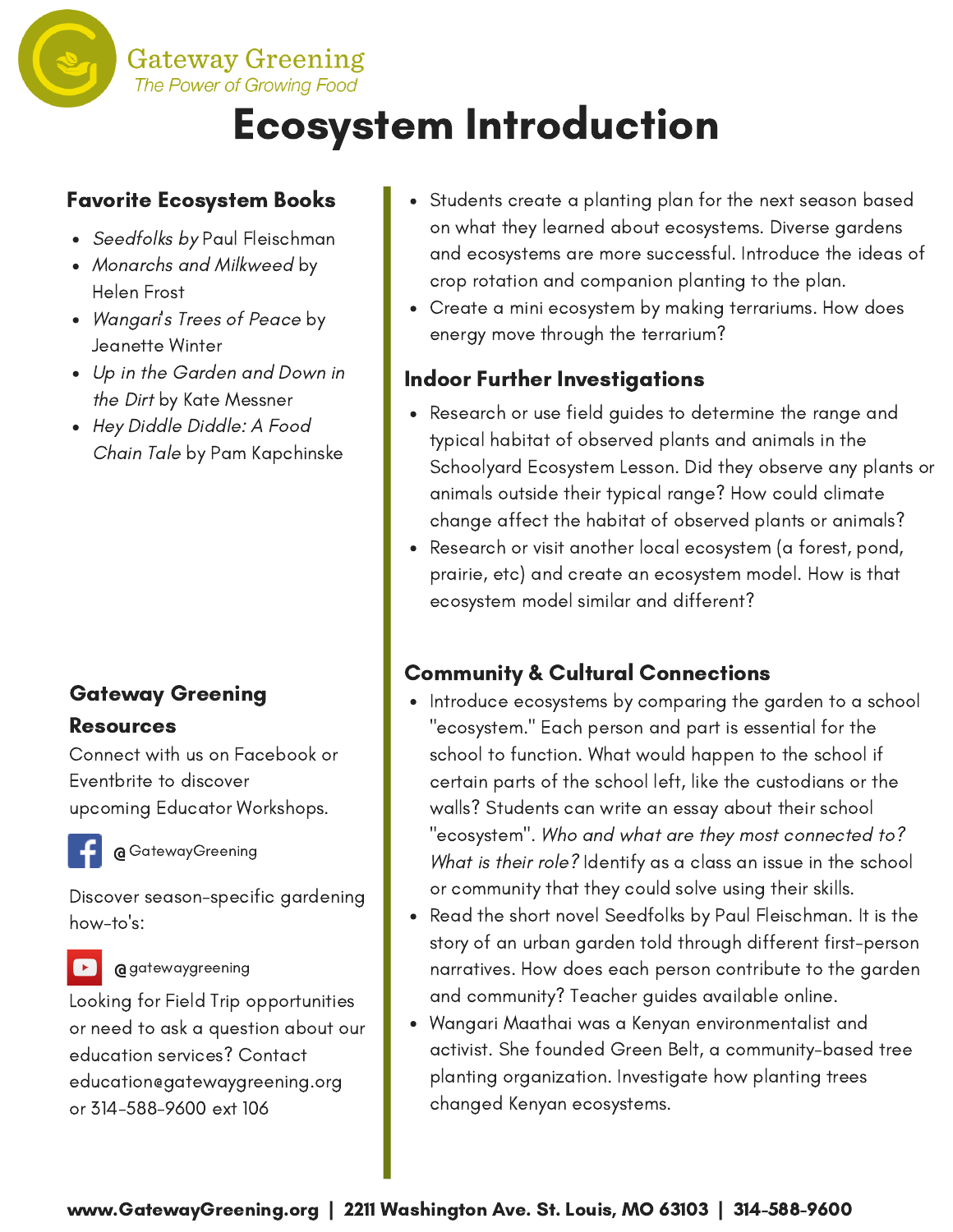Gateway Greening
*The Power of Growing Food*

# Ecosystem Introduction

## Favorite Ecosystem Books

- *Seedfolks by* Paul Fleischman
- *Monarchs and Milkweed* by Helen Frost
- *Wangari's Trees of Peace* by Jeanette Winter
- *Up in the Garden and Down in the Dirt* by Kate Messner
- *Hey Diddle Diddle: A Food Chain Tale* by Pam Kapchinske

## Gateway Greening Resources

Connect with us on Facebook or Eventbrite to discover upcoming Educator Workshops.

@GatewayGreening

Discover season-specific gardening how-to's:

@gatewaygreening

Looking for Field Trip opportunities or need to ask a question about our education services? Contact education@gatewaygreening.org or 314-588-9600 ext 106

- Students create a planting plan for the next season based on what they learned about ecosystems. Diverse gardens and ecosystems are more successful. Introduce the ideas of crop rotation and companion planting to the plan.
- Create a mini ecosystem by making terrariums. How does energy move through the terrarium?

## Indoor Further Investigations

- Research or use field guides to determine the range and typical habitat of observed plants and animals in the Schoolyard Ecosystem Lesson. Did they observe any plants or animals outside their typical range? How could climate change affect the habitat of observed plants or animals?
- Research or visit another local ecosystem (a forest, pond, prairie, etc) and create an ecosystem model. How is that ecosystem model similar and different?

## Community & Cultural Connections

- Introduce ecosystems by comparing the garden to a school "ecosystem." Each person and part is essential for the school to function. What would happen to the school if certain parts of the school left, like the custodians or the walls? Students can write an essay about their school "ecosystem". *Who and what are they most connected to? What is their role?* Identify as a class an issue in the school or community that they could solve using their skills.
- Read the short novel Seedfolks by Paul Fleischman. It is the story of an urban garden told through different first-person narratives. How does each person contribute to the garden and community? Teacher guides available online.
- Wangari Maathai was a Kenyan environmentalist and activist. She founded Green Belt, a community-based tree planting organization. Investigate how planting trees changed Kenyan ecosystems.

**www.GatewayGreening.org | 2211 Washington Ave. St. Louis, MO 63103 | 314-588-9600**